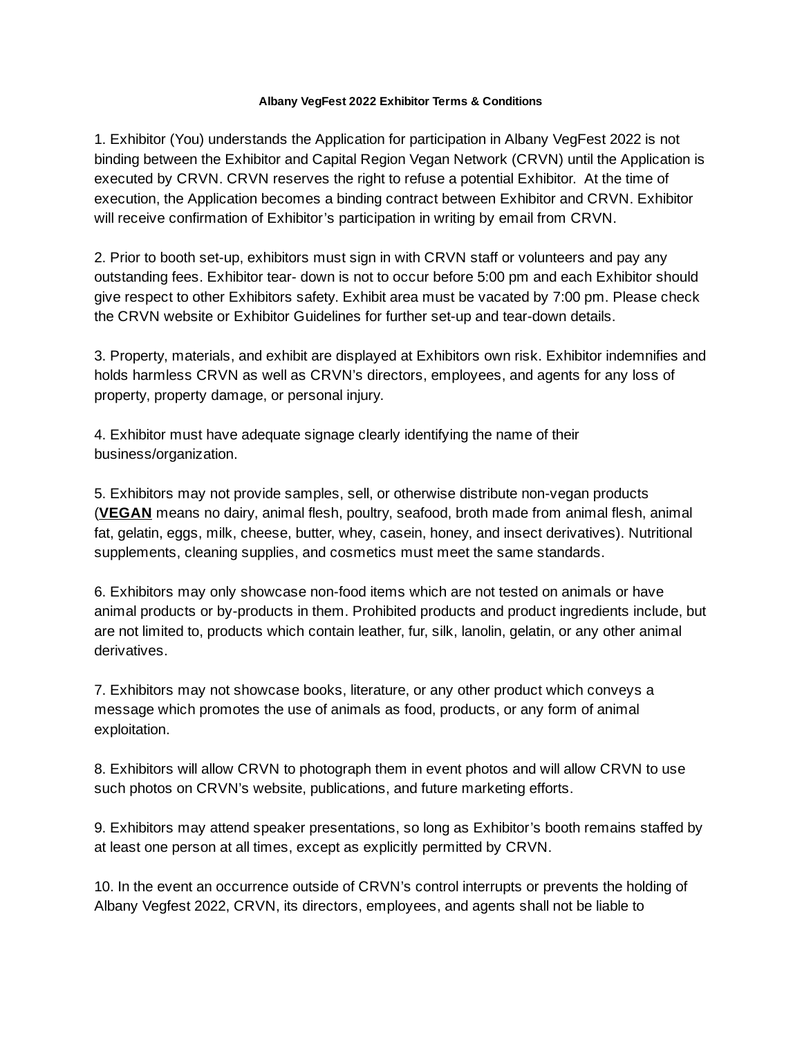**Albany VegFest 2022 Exhibitor Terms & Conditions**

1. Exhibitor (You) understands the Application for participation in Albany VegFest 2022 is not binding between the Exhibitor and Capital Region Vegan Network (CRVN) until the Application is executed by CRVN. CRVN reserves the right to refuse a potential Exhibitor. At the time of execution, the Application becomes a binding contract between Exhibitor and CRVN. Exhibitor will receive confirmation of Exhibitor's participation in writing by email from CRVN.

2. Prior to booth set-up, exhibitors must sign in with CRVN staff or volunteers and pay any outstanding fees. Exhibitor tear- down is not to occur before 5:00 pm and each Exhibitor should give respect to other Exhibitors safety. Exhibit area must be vacated by 7:00 pm. Please check the CRVN website or Exhibitor Guidelines for further set-up and tear-down details.

3. Property, materials, and exhibit are displayed at Exhibitors own risk. Exhibitor indemnifies and holds harmless CRVN as well as CRVN's directors, employees, and agents for any loss of property, property damage, or personal injury.

4. Exhibitor must have adequate signage clearly identifying the name of their business/organization.

5. Exhibitors may not provide samples, sell, or otherwise distribute non-vegan products (**VEGAN** means no dairy, animal flesh, poultry, seafood, broth made from animal flesh, animal fat, gelatin, eggs, milk, cheese, butter, whey, casein, honey, and insect derivatives). Nutritional supplements, cleaning supplies, and cosmetics must meet the same standards.

6. Exhibitors may only showcase non-food items which are not tested on animals or have animal products or by-products in them. Prohibited products and product ingredients include, but are not limited to, products which contain leather, fur, silk, lanolin, gelatin, or any other animal derivatives.

7. Exhibitors may not showcase books, literature, or any other product which conveys a message which promotes the use of animals as food, products, or any form of animal exploitation.

8. Exhibitors will allow CRVN to photograph them in event photos and will allow CRVN to use such photos on CRVN's website, publications, and future marketing efforts.

9. Exhibitors may attend speaker presentations, so long as Exhibitor's booth remains staffed by at least one person at all times, except as explicitly permitted by CRVN.

10. In the event an occurrence outside of CRVN's control interrupts or prevents the holding of Albany Vegfest 2022, CRVN, its directors, employees, and agents shall not be liable to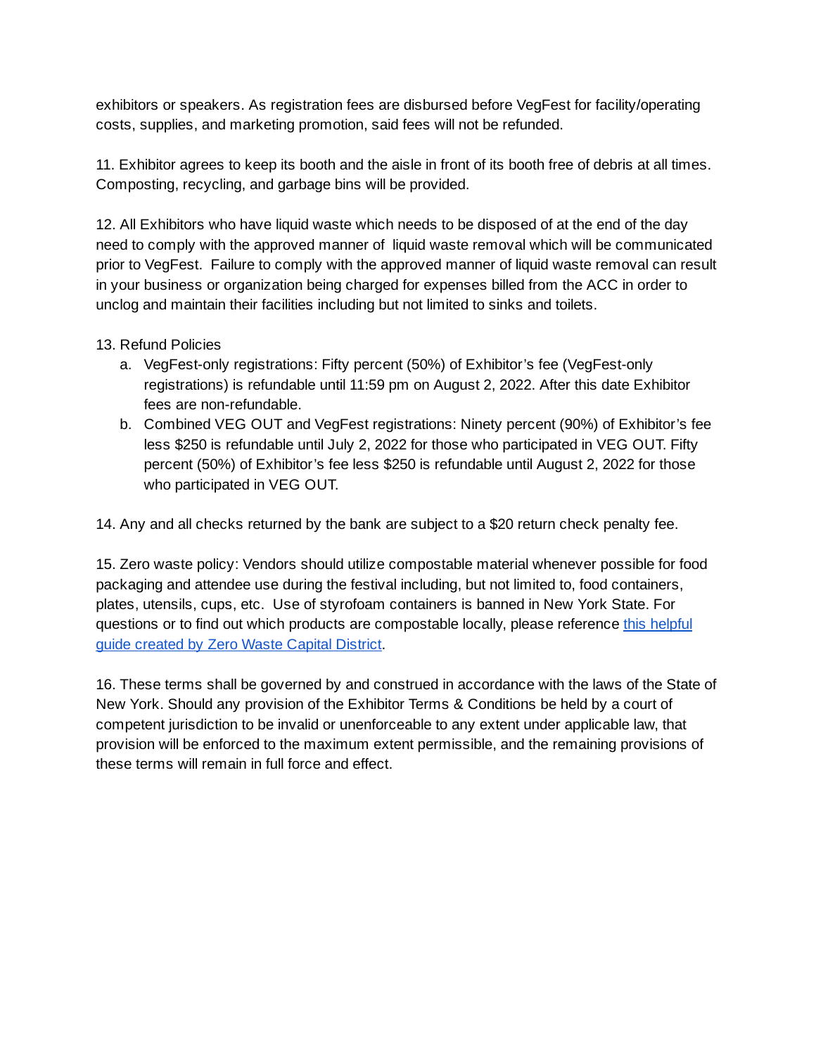exhibitors or speakers. As registration fees are disbursed before VegFest for facility/operating costs, supplies, and marketing promotion, said fees will not be refunded.

11. Exhibitor agrees to keep its booth and the aisle in front of its booth free of debris at all times. Composting, recycling, and garbage bins will be provided.

12. All Exhibitors who have liquid waste which needs to be disposed of at the end of the day need to comply with the approved manner of liquid waste removal which will be communicated prior to VegFest. Failure to comply with the approved manner of liquid waste removal can result in your business or organization being charged for expenses billed from the ACC in order to unclog and maintain their facilities including but not limited to sinks and toilets.

13. Refund Policies
    a. VegFest-only registrations: Fifty percent (50%) of Exhibitor's fee (VegFest-only registrations) is refundable until 11:59 pm on August 2, 2022. After this date Exhibitor fees are non-refundable.
    b. Combined VEG OUT and VegFest registrations: Ninety percent (90%) of Exhibitor's fee less $250 is refundable until July 2, 2022 for those who participated in VEG OUT. Fifty percent (50%) of Exhibitor's fee less $250 is refundable until August 2, 2022 for those who participated in VEG OUT.

14. Any and all checks returned by the bank are subject to a $20 return check penalty fee.

15. Zero waste policy: Vendors should utilize compostable material whenever possible for food packaging and attendee use during the festival including, but not limited to, food containers, plates, utensils, cups, etc. Use of styrofoam containers is banned in New York State. For questions or to find out which products are compostable locally, please reference this helpful guide created by Zero Waste Capital District.

16. These terms shall be governed by and construed in accordance with the laws of the State of New York. Should any provision of the Exhibitor Terms & Conditions be held by a court of competent jurisdiction to be invalid or unenforceable to any extent under applicable law, that provision will be enforced to the maximum extent permissible, and the remaining provisions of these terms will remain in full force and effect.